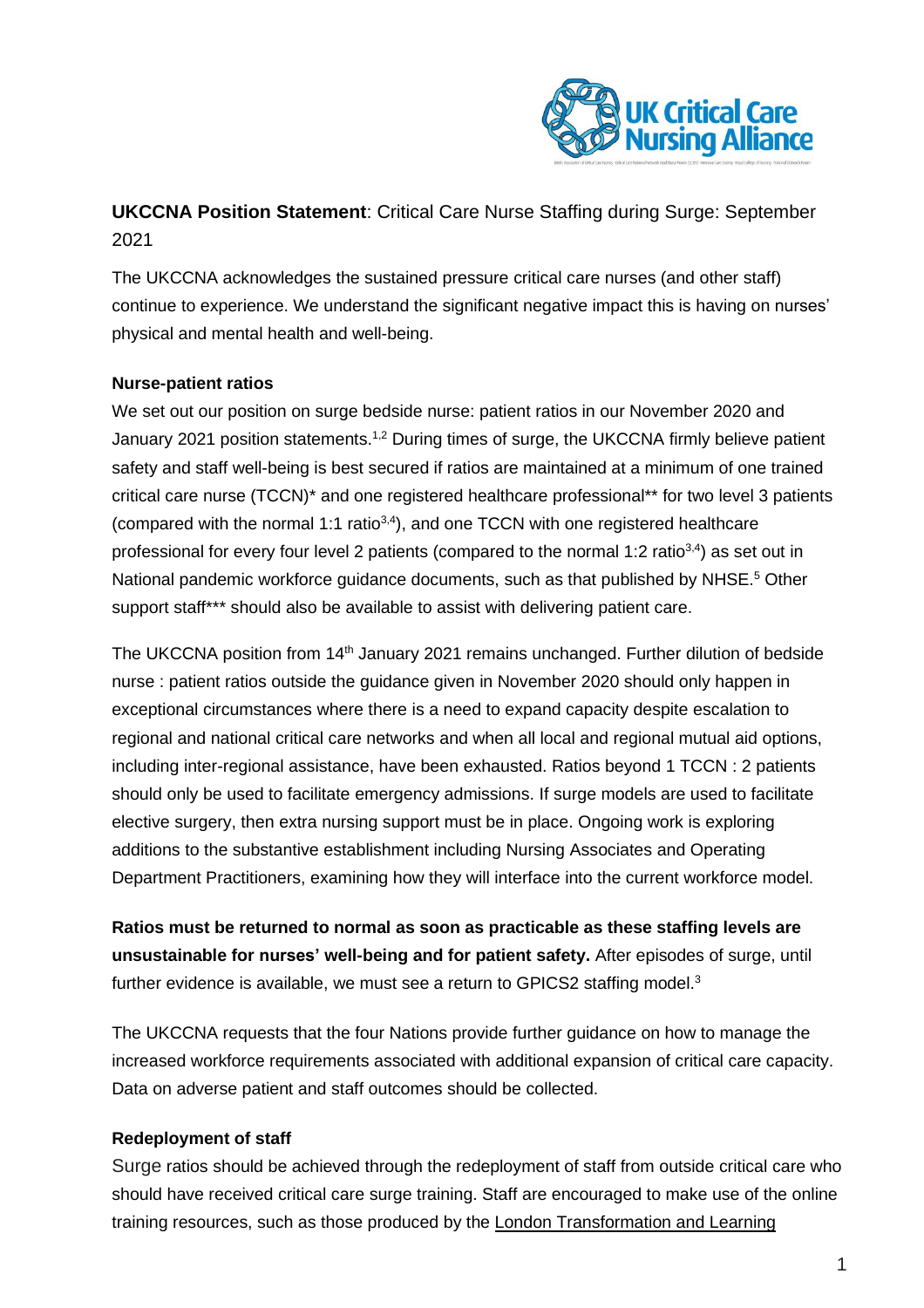**UKCCNA Position Statement**: Critical Care Nurse Staffing during Surge: September 2021

The UKCCNA acknowledges the sustained pressure critical care nurses (and other staff) continue to experience. We understand the significant negative impact this is having on nurses' physical and mental health and well-being.

**Nurse-patient ratios**

We set out our position on surge bedside nurse: patient ratios in our November 2020 and January 2021 position statements.[1,2] During times of surge, the UKCCNA firmly believe patient safety and staff well-being is best secured if ratios are maintained at a minimum of one trained critical care nurse (TCCN)* and one registered healthcare professional** for two level 3 patients (compared with the normal 1:1 ratio[3,4]), and one TCCN with one registered healthcare professional for every four level 2 patients (compared to the normal 1:2 ratio[3,4]) as set out in National pandemic workforce guidance documents, such as that published by NHSE.[5] Other support staff*** should also be available to assist with delivering patient care.

The UKCCNA position from 14th January 2021 remains unchanged. Further dilution of bedside nurse : patient ratios outside the guidance given in November 2020 should only happen in exceptional circumstances where there is a need to expand capacity despite escalation to regional and national critical care networks and when all local and regional mutual aid options, including inter-regional assistance, have been exhausted. Ratios beyond 1 TCCN : 2 patients should only be used to facilitate emergency admissions. If surge models are used to facilitate elective surgery, then extra nursing support must be in place. Ongoing work is exploring additions to the substantive establishment including Nursing Associates and Operating Department Practitioners, examining how they will interface into the current workforce model.

**Ratios must be returned to normal as soon as practicable as these staffing levels are unsustainable for nurses' well-being and for patient safety.** After episodes of surge, until further evidence is available, we must see a return to GPICS2 staffing model.[3]

The UKCCNA requests that the four Nations provide further guidance on how to manage the increased workforce requirements associated with additional expansion of critical care capacity. Data on adverse patient and staff outcomes should be collected.

**Redeployment of staff**

Surge ratios should be achieved through the redeployment of staff from outside critical care who should have received critical care surge training. Staff are encouraged to make use of the online training resources, such as those produced by the London Transformation and Learning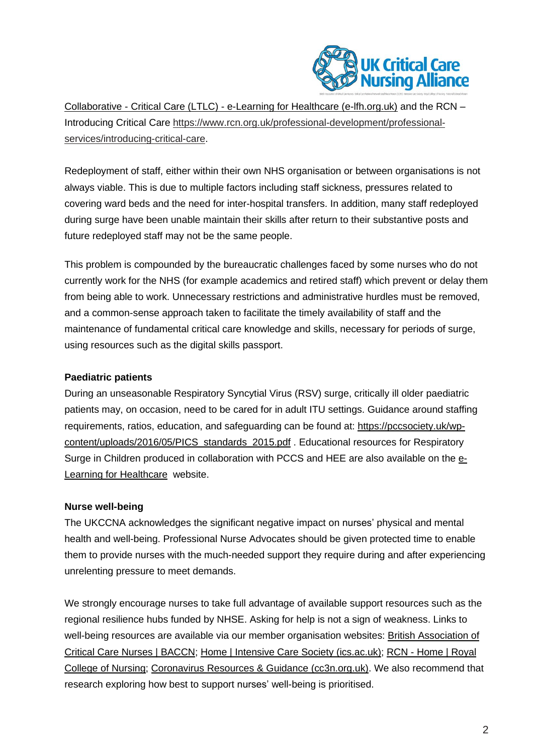Collaborative - Critical Care (LTLC) - e-Learning for Healthcare (e-lfh.org.uk) and the RCN – Introducing Critical Care https://www.rcn.org.uk/professional-development/professional-services/introducing-critical-care.

Redeployment of staff, either within their own NHS organisation or between organisations is not always viable. This is due to multiple factors including staff sickness, pressures related to covering ward beds and the need for inter-hospital transfers. In addition, many staff redeployed during surge have been unable maintain their skills after return to their substantive posts and future redeployed staff may not be the same people.

This problem is compounded by the bureaucratic challenges faced by some nurses who do not currently work for the NHS (for example academics and retired staff) which prevent or delay them from being able to work. Unnecessary restrictions and administrative hurdles must be removed, and a common-sense approach taken to facilitate the timely availability of staff and the maintenance of fundamental critical care knowledge and skills, necessary for periods of surge, using resources such as the digital skills passport.

**Paediatric patients**

During an unseasonable Respiratory Syncytial Virus (RSV) surge, critically ill older paediatric patients may, on occasion, need to be cared for in adult ITU settings. Guidance around staffing requirements, ratios, education, and safeguarding can be found at: https://pccsociety.uk/wp-content/uploads/2016/05/PICS_standards_2015.pdf . Educational resources for Respiratory Surge in Children produced in collaboration with PCCS and HEE are also available on the e-Learning for Healthcare website.

**Nurse well-being**

The UKCCNA acknowledges the significant negative impact on nurses' physical and mental health and well-being. Professional Nurse Advocates should be given protected time to enable them to provide nurses with the much-needed support they require during and after experiencing unrelenting pressure to meet demands.

We strongly encourage nurses to take full advantage of available support resources such as the regional resilience hubs funded by NHSE. Asking for help is not a sign of weakness. Links to well-being resources are available via our member organisation websites: British Association of Critical Care Nurses | BACCN; Home | Intensive Care Society (ics.ac.uk); RCN - Home | Royal College of Nursing; Coronavirus Resources & Guidance (cc3n.org.uk). We also recommend that research exploring how best to support nurses' well-being is prioritised.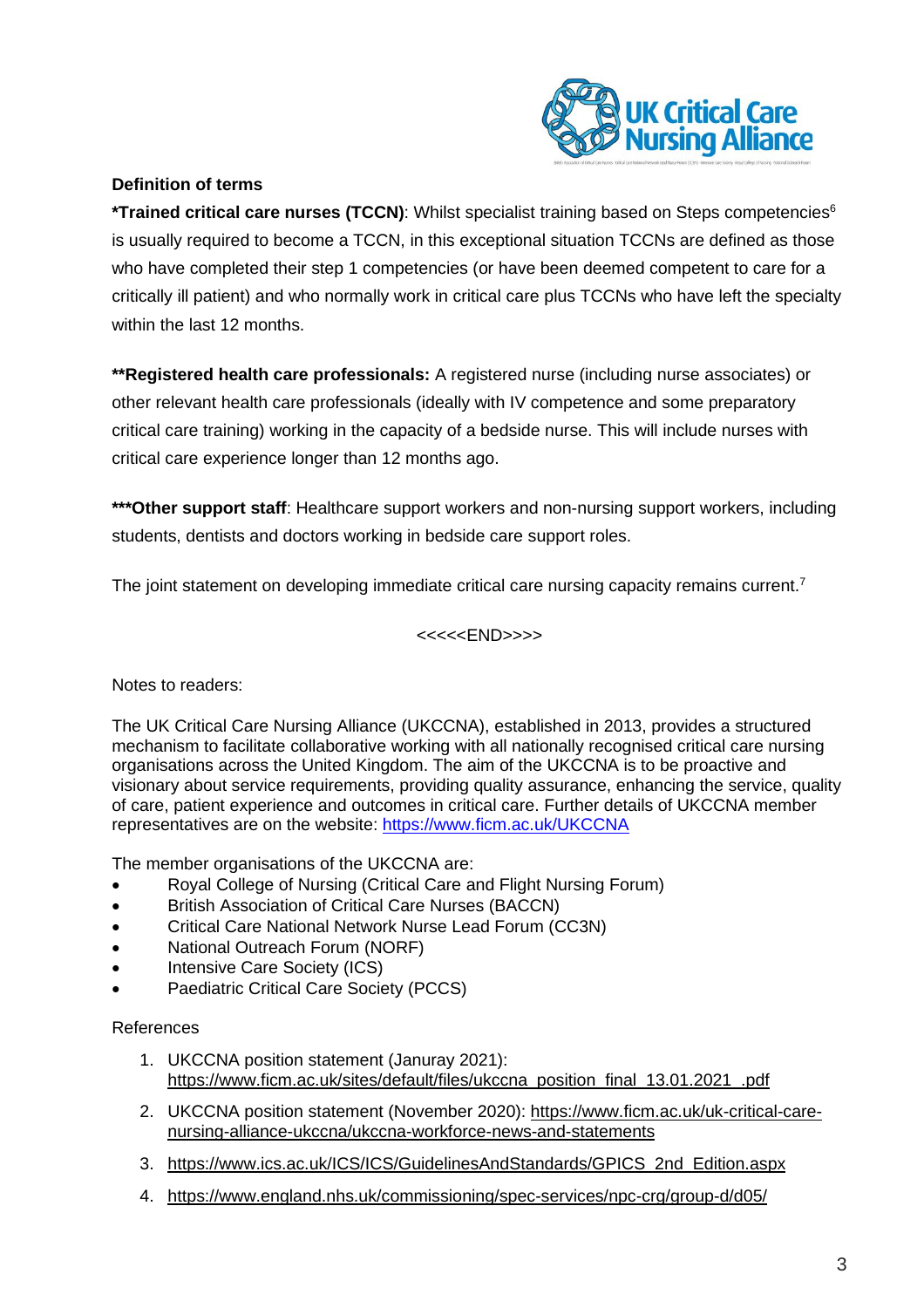**Definition of terms**

***Trained critical care nurses (TCCN)**: Whilst specialist training based on Steps competencies[6] is usually required to become a TCCN, in this exceptional situation TCCNs are defined as those who have completed their step 1 competencies (or have been deemed competent to care for a critically ill patient) and who normally work in critical care plus TCCNs who have left the specialty within the last 12 months.

****Registered health care professionals:** A registered nurse (including nurse associates) or other relevant health care professionals (ideally with IV competence and some preparatory critical care training) working in the capacity of a bedside nurse. This will include nurses with critical care experience longer than 12 months ago.

*****Other support staff**: Healthcare support workers and non-nursing support workers, including students, dentists and doctors working in bedside care support roles.

The joint statement on developing immediate critical care nursing capacity remains current.[7]

<<<<<END>>>>

Notes to readers:

The UK Critical Care Nursing Alliance (UKCCNA), established in 2013, provides a structured mechanism to facilitate collaborative working with all nationally recognised critical care nursing organisations across the United Kingdom. The aim of the UKCCNA is to be proactive and visionary about service requirements, providing quality assurance, enhancing the service, quality of care, patient experience and outcomes in critical care. Further details of UKCCNA member representatives are on the website: https://www.ficm.ac.uk/UKCCNA

The member organisations of the UKCCNA are:

- Royal College of Nursing (Critical Care and Flight Nursing Forum)
- British Association of Critical Care Nurses (BACCN)
- Critical Care National Network Nurse Lead Forum (CC3N)
- National Outreach Forum (NORF)
- Intensive Care Society (ICS)
- Paediatric Critical Care Society (PCCS)

References

1. UKCCNA position statement (Januray 2021): https://www.ficm.ac.uk/sites/default/files/ukccna_position_final_13.01.2021_.pdf
2. UKCCNA position statement (November 2020): https://www.ficm.ac.uk/uk-critical-care-nursing-alliance-ukccna/ukccna-workforce-news-and-statements
3. https://www.ics.ac.uk/ICS/ICS/GuidelinesAndStandards/GPICS_2nd_Edition.aspx
4. https://www.england.nhs.uk/commissioning/spec-services/npc-crg/group-d/d05/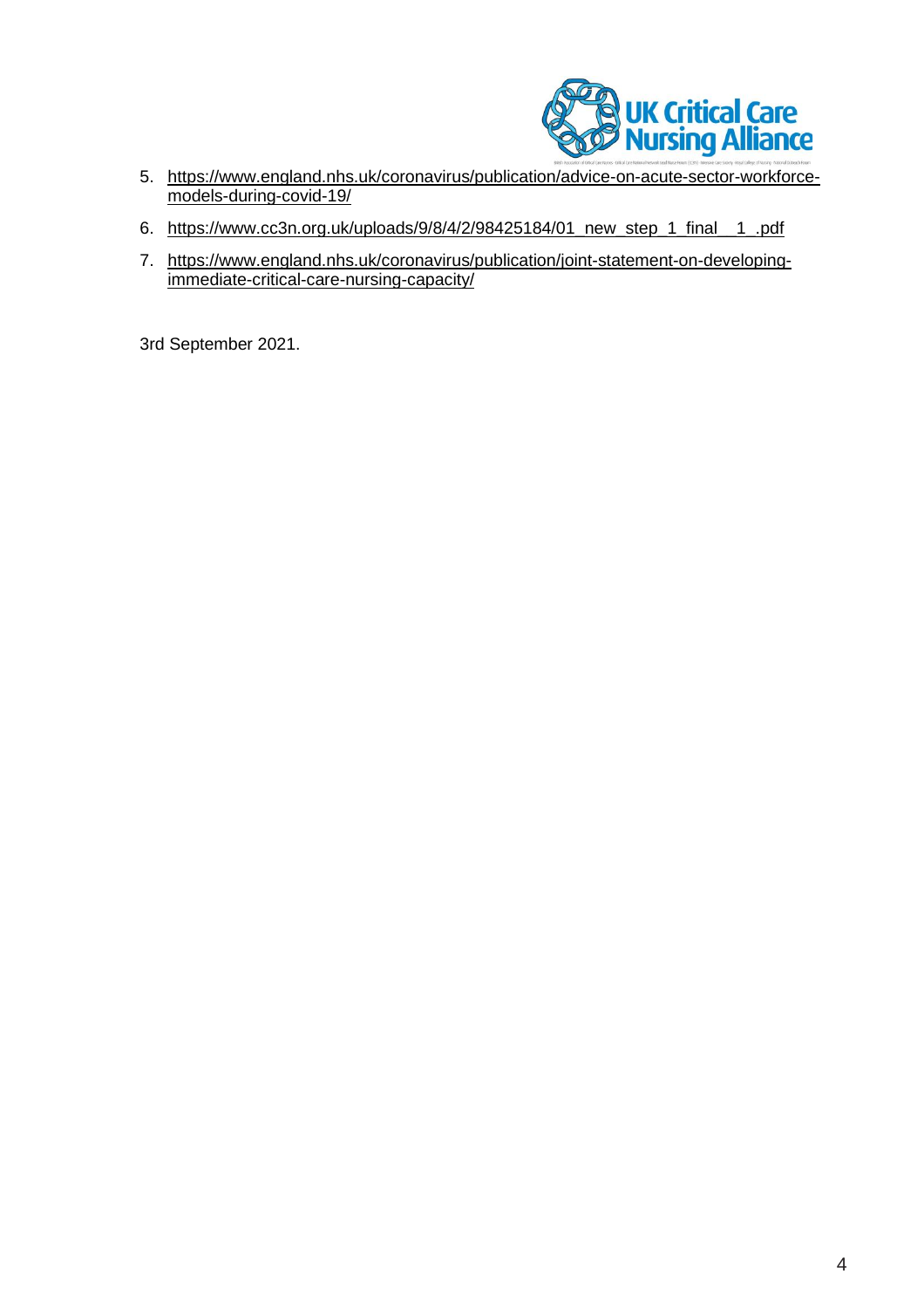5. https://www.england.nhs.uk/coronavirus/publication/advice-on-acute-sector-workforce-models-during-covid-19/
6. https://www.cc3n.org.uk/uploads/9/8/4/2/98425184/01_new_step_1_final__1_.pdf
7. https://www.england.nhs.uk/coronavirus/publication/joint-statement-on-developing-immediate-critical-care-nursing-capacity/

3rd September 2021.